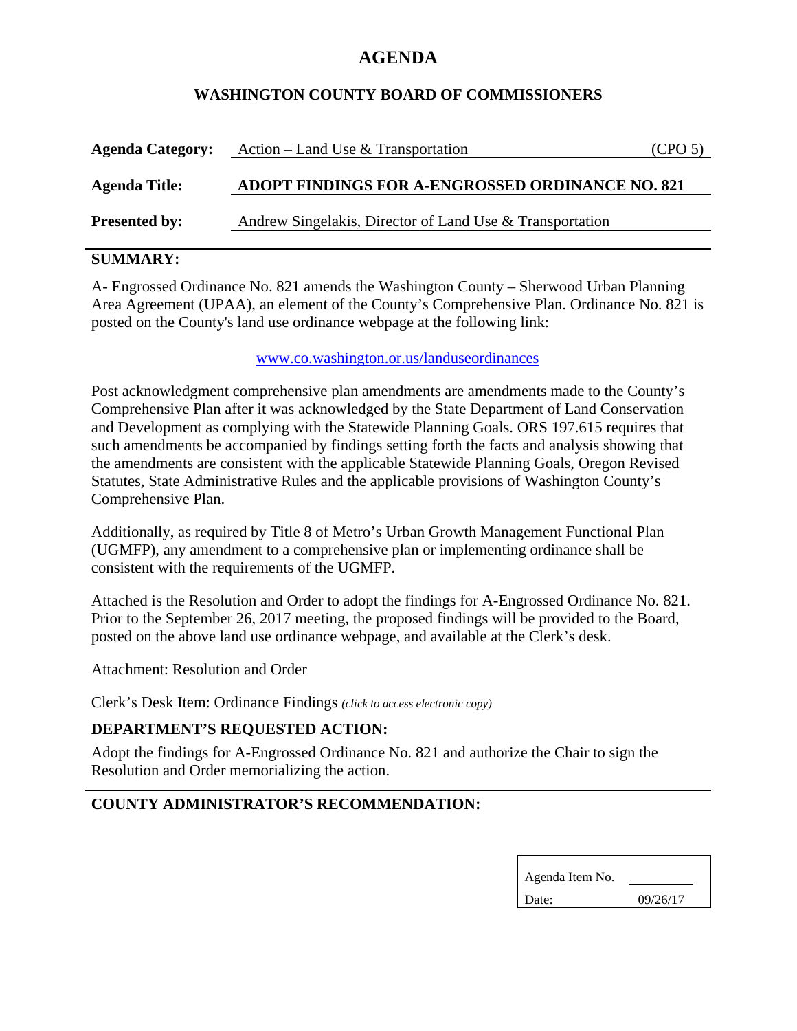# AGENDA

## WASHINGTON COUNTY BOARD OF COMMISSIONERS

**Agenda Category:** Action – Land Use & Transportation (CPO 5)

**Agenda Title:** **ADOPT FINDINGS FOR A-ENGROSSED ORDINANCE NO. 821**

**Presented by:** Andrew Singelakis, Director of Land Use & Transportation

---

**SUMMARY:**

A- Engrossed Ordinance No. 821 amends the Washington County – Sherwood Urban Planning Area Agreement (UPAA), an element of the County's Comprehensive Plan. Ordinance No. 821 is posted on the County's land use ordinance webpage at the following link:

www.co.washington.or.us/landuseordinances

Post acknowledgment comprehensive plan amendments are amendments made to the County's Comprehensive Plan after it was acknowledged by the State Department of Land Conservation and Development as complying with the Statewide Planning Goals. ORS 197.615 requires that such amendments be accompanied by findings setting forth the facts and analysis showing that the amendments are consistent with the applicable Statewide Planning Goals, Oregon Revised Statutes, State Administrative Rules and the applicable provisions of Washington County's Comprehensive Plan.

Additionally, as required by Title 8 of Metro's Urban Growth Management Functional Plan (UGMFP), any amendment to a comprehensive plan or implementing ordinance shall be consistent with the requirements of the UGMFP.

Attached is the Resolution and Order to adopt the findings for A-Engrossed Ordinance No. 821. Prior to the September 26, 2017 meeting, the proposed findings will be provided to the Board, posted on the above land use ordinance webpage, and available at the Clerk's desk.

Attachment: Resolution and Order

Clerk's Desk Item: Ordinance Findings *(click to access electronic copy)*

**DEPARTMENT'S REQUESTED ACTION:**

Adopt the findings for A-Engrossed Ordinance No. 821 and authorize the Chair to sign the Resolution and Order memorializing the action.

---

**COUNTY ADMINISTRATOR'S RECOMMENDATION:**

| | |
|---|---|
| Agenda Item No. | |
| Date: | 09/26/17 |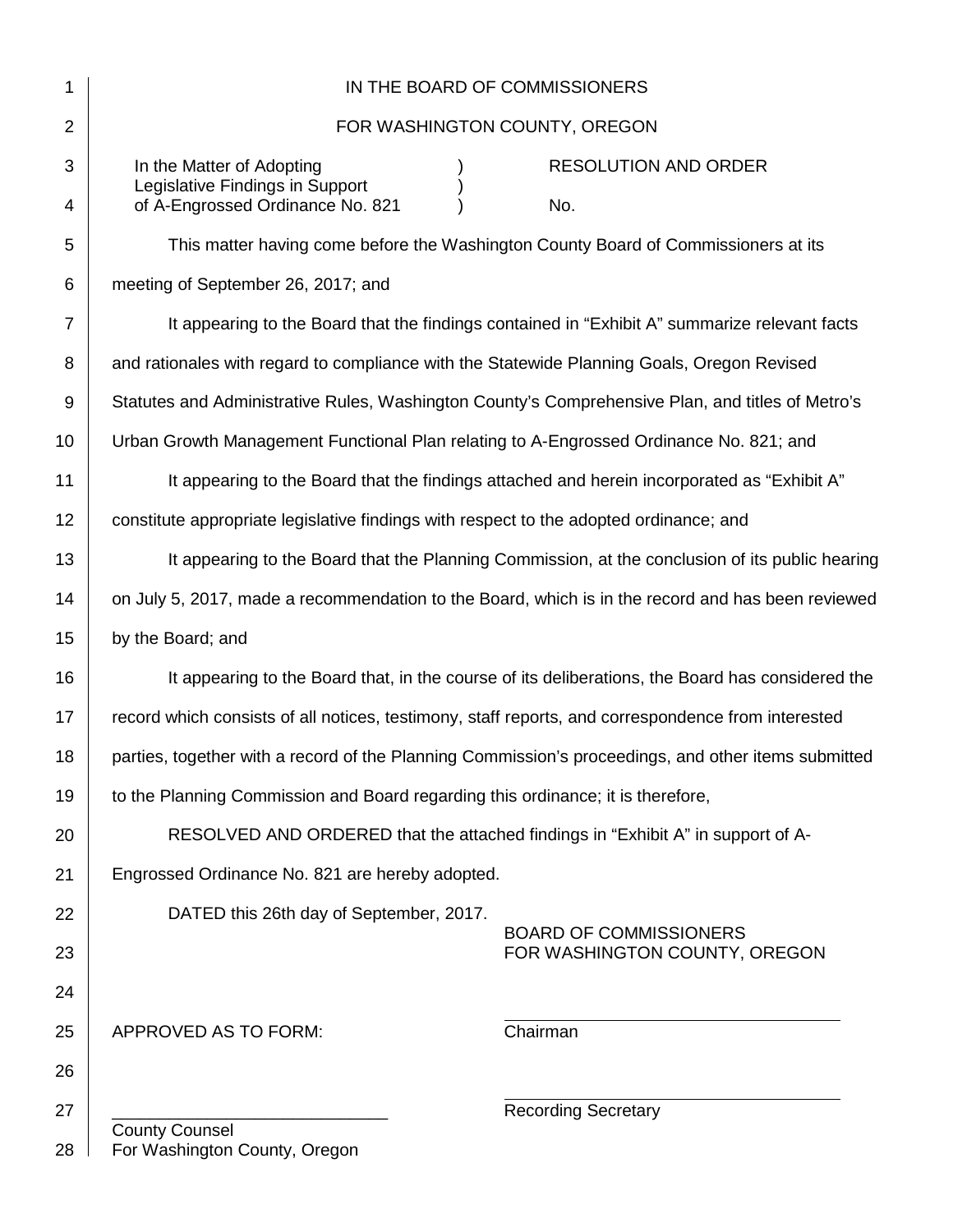IN THE BOARD OF COMMISSIONERS

FOR WASHINGTON COUNTY, OREGON

| | | |
|---|---|---|
| In the Matter of Adopting Legislative Findings in Support of A-Engrossed Ordinance No. 821 | ) ) ) | RESOLUTION AND ORDER No. |

This matter having come before the Washington County Board of Commissioners at its meeting of September 26, 2017; and

It appearing to the Board that the findings contained in "Exhibit A" summarize relevant facts and rationales with regard to compliance with the Statewide Planning Goals, Oregon Revised Statutes and Administrative Rules, Washington County's Comprehensive Plan, and titles of Metro's Urban Growth Management Functional Plan relating to A-Engrossed Ordinance No. 821; and

It appearing to the Board that the findings attached and herein incorporated as "Exhibit A" constitute appropriate legislative findings with respect to the adopted ordinance; and

It appearing to the Board that the Planning Commission, at the conclusion of its public hearing on July 5, 2017, made a recommendation to the Board, which is in the record and has been reviewed by the Board; and

It appearing to the Board that, in the course of its deliberations, the Board has considered the record which consists of all notices, testimony, staff reports, and correspondence from interested parties, together with a record of the Planning Commission's proceedings, and other items submitted to the Planning Commission and Board regarding this ordinance; it is therefore,

RESOLVED AND ORDERED that the attached findings in "Exhibit A" in support of A-Engrossed Ordinance No. 821 are hereby adopted.

DATED this 26th day of September, 2017.

BOARD OF COMMISSIONERS
FOR WASHINGTON COUNTY, OREGON

APPROVED AS TO FORM:

\_\_\_\_\_\_\_\_\_\_\_\_\_\_\_\_\_\_\_\_\_\_\_\_\_\_\_\_\_\_
Chairman

\_\_\_\_\_\_\_\_\_\_\_\_\_\_\_\_\_\_\_\_\_\_\_\_\_\_\_\_\_\_
Recording Secretary

\_\_\_\_\_\_\_\_\_\_\_\_\_\_\_\_\_\_\_\_\_\_\_\_\_\_\_\_\_\_
County Counsel
For Washington County, Oregon